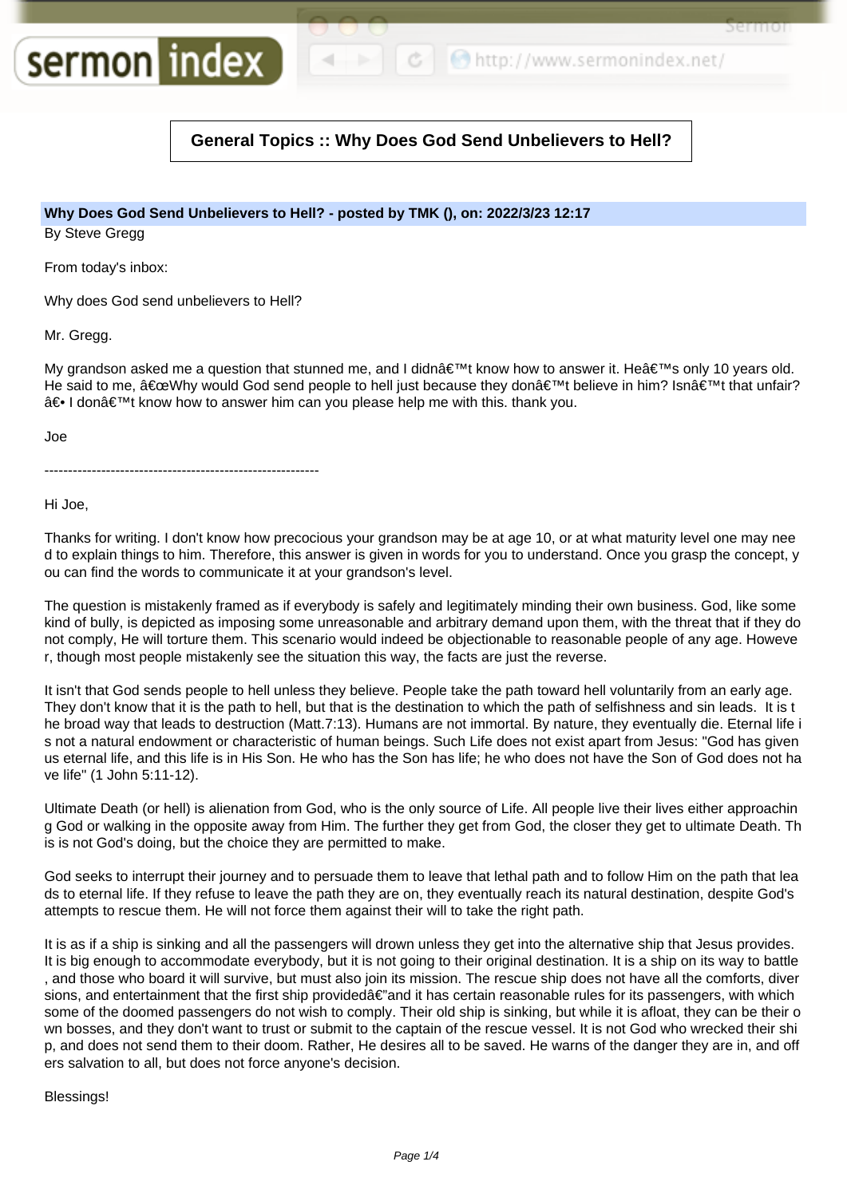# General Topics :: Why Does God Send Unbelievers to Hell?

**Why Does God Send Unbelievers to Hell? - posted by TMK (), on: 2022/3/23 12:17**

By Steve Gregg

From today's inbox:

Why does God send unbelievers to Hell?

Mr. Gregg.

My grandson asked me a question that stunned me, and I didnâ€™t know how to answer it. Heâ€™s only 10 years old. He said to me, â€œWhy would God send people to hell just because they donâ€™t believe in him? Isnâ€™t that unfair? â€• I donâ€™t know how to answer him can you please help me with this. thank you.

Joe

----------------------------------------------------------

Hi Joe,

Thanks for writing. I don't know how precocious your grandson may be at age 10, or at what maturity level one may need to explain things to him. Therefore, this answer is given in words for you to understand. Once you grasp the concept, you can find the words to communicate it at your grandson's level.

The question is mistakenly framed as if everybody is safely and legitimately minding their own business. God, like some kind of bully, is depicted as imposing some unreasonable and arbitrary demand upon them, with the threat that if they do not comply, He will torture them. This scenario would indeed be objectionable to reasonable people of any age. However, though most people mistakenly see the situation this way, the facts are just the reverse.

It isn't that God sends people to hell unless they believe. People take the path toward hell voluntarily from an early age. They don't know that it is the path to hell, but that is the destination to which the path of selfishness and sin leads. It is the broad way that leads to destruction (Matt.7:13). Humans are not immortal. By nature, they eventually die. Eternal life is not a natural endowment or characteristic of human beings. Such Life does not exist apart from Jesus: "God has given us eternal life, and this life is in His Son. He who has the Son has life; he who does not have the Son of God does not have life" (1 John 5:11-12).

Ultimate Death (or hell) is alienation from God, who is the only source of Life. All people live their lives either approaching God or walking in the opposite away from Him. The further they get from God, the closer they get to ultimate Death. This is not God's doing, but the choice they are permitted to make.

God seeks to interrupt their journey and to persuade them to leave that lethal path and to follow Him on the path that leads to eternal life. If they refuse to leave the path they are on, they eventually reach its natural destination, despite God's attempts to rescue them. He will not force them against their will to take the right path.

It is as if a ship is sinking and all the passengers will drown unless they get into the alternative ship that Jesus provides. It is big enough to accommodate everybody, but it is not going to their original destination. It is a ship on its way to battle, and those who board it will survive, but must also join its mission. The rescue ship does not have all the comforts, diversions, and entertainment that the first ship providedâ€”and it has certain reasonable rules for its passengers, with which some of the doomed passengers do not wish to comply. Their old ship is sinking, but while it is afloat, they can be their own bosses, and they don't want to trust or submit to the captain of the rescue vessel. It is not God who wrecked their ship, and does not send them to their doom. Rather, He desires all to be saved. He warns of the danger they are in, and offers salvation to all, but does not force anyone's decision.

Blessings!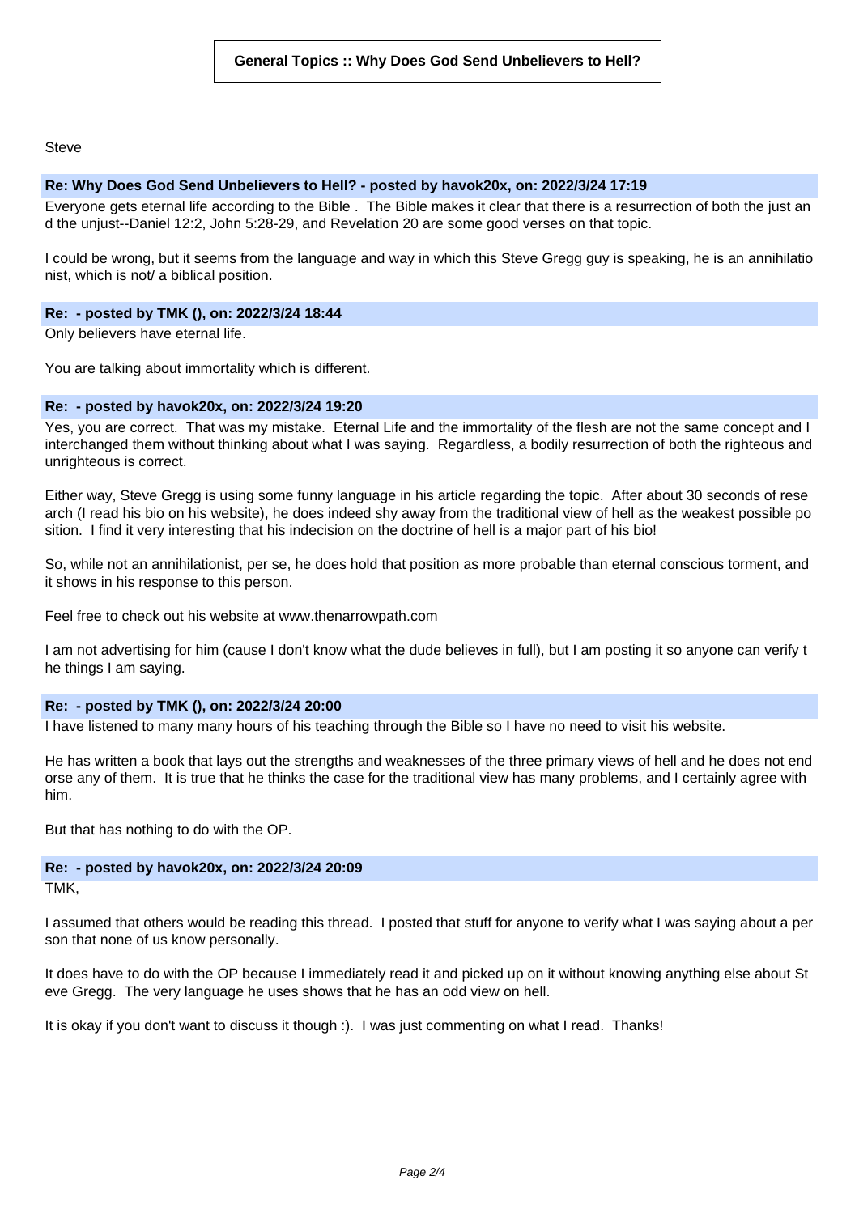**General Topics :: Why Does God Send Unbelievers to Hell?**

Steve

**Re: Why Does God Send Unbelievers to Hell? - posted by havok20x, on: 2022/3/24 17:19**

Everyone gets eternal life according to the Bible . The Bible makes it clear that there is a resurrection of both the just and the unjust--Daniel 12:2, John 5:28-29, and Revelation 20 are some good verses on that topic.

I could be wrong, but it seems from the language and way in which this Steve Gregg guy is speaking, he is an annihilationist, which is not/ a biblical position.

**Re: - posted by TMK (), on: 2022/3/24 18:44**

Only believers have eternal life.

You are talking about immortality which is different.

**Re: - posted by havok20x, on: 2022/3/24 19:20**

Yes, you are correct. That was my mistake. Eternal Life and the immortality of the flesh are not the same concept and I interchanged them without thinking about what I was saying. Regardless, a bodily resurrection of both the righteous and unrighteous is correct.

Either way, Steve Gregg is using some funny language in his article regarding the topic. After about 30 seconds of research (I read his bio on his website), he does indeed shy away from the traditional view of hell as the weakest possible position. I find it very interesting that his indecision on the doctrine of hell is a major part of his bio!

So, while not an annihilationist, per se, he does hold that position as more probable than eternal conscious torment, and it shows in his response to this person.

Feel free to check out his website at www.thenarrowpath.com

I am not advertising for him (cause I don't know what the dude believes in full), but I am posting it so anyone can verify the things I am saying.

**Re: - posted by TMK (), on: 2022/3/24 20:00**

I have listened to many many hours of his teaching through the Bible so I have no need to visit his website.

He has written a book that lays out the strengths and weaknesses of the three primary views of hell and he does not endorse any of them. It is true that he thinks the case for the traditional view has many problems, and I certainly agree with him.

But that has nothing to do with the OP.

**Re: - posted by havok20x, on: 2022/3/24 20:09**

TMK,

I assumed that others would be reading this thread. I posted that stuff for anyone to verify what I was saying about a person that none of us know personally.

It does have to do with the OP because I immediately read it and picked up on it without knowing anything else about Steve Gregg. The very language he uses shows that he has an odd view on hell.

It is okay if you don't want to discuss it though :). I was just commenting on what I read. Thanks!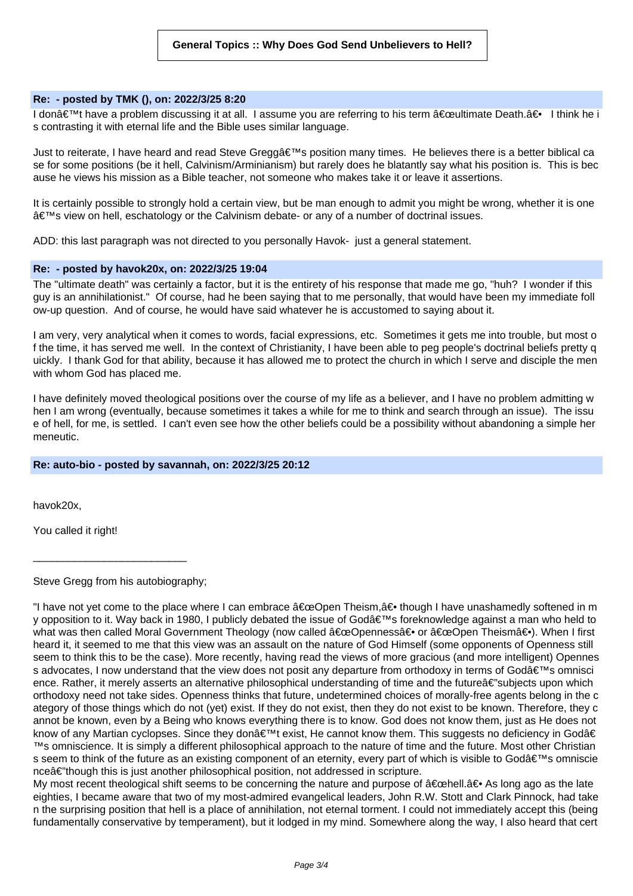**Re: - posted by TMK (), on: 2022/3/25 8:20**

I donâ€™t have a problem discussing it at all. I assume you are referring to his term â€œultimate Death.â€• I think he is contrasting it with eternal life and the Bible uses similar language.

Just to reiterate, I have heard and read Steve Greggâ€™s position many times. He believes there is a better biblical case for some positions (be it hell, Calvinism/Arminianism) but rarely does he blatantly say what his position is. This is because he views his mission as a Bible teacher, not someone who makes take it or leave it assertions.

It is certainly possible to strongly hold a certain view, but be man enough to admit you might be wrong, whether it is oneâ€™s view on hell, eschatology or the Calvinism debate- or any of a number of doctrinal issues.

ADD: this last paragraph was not directed to you personally Havok- just a general statement.

**Re: - posted by havok20x, on: 2022/3/25 19:04**

The "ultimate death" was certainly a factor, but it is the entirety of his response that made me go, "huh? I wonder if this guy is an annihilationist." Of course, had he been saying that to me personally, that would have been my immediate follow-up question. And of course, he would have said whatever he is accustomed to saying about it.

I am very, very analytical when it comes to words, facial expressions, etc. Sometimes it gets me into trouble, but most of the time, it has served me well. In the context of Christianity, I have been able to peg people's doctrinal beliefs pretty quickly. I thank God for that ability, because it has allowed me to protect the church in which I serve and disciple the men with whom God has placed me.

I have definitely moved theological positions over the course of my life as a believer, and I have no problem admitting when I am wrong (eventually, because sometimes it takes a while for me to think and search through an issue). The issue of hell, for me, is settled. I can't even see how the other beliefs could be a possibility without abandoning a simple hermeneutic.

**Re: auto-bio - posted by savannah, on: 2022/3/25 20:12**

havok20x,

You called it right!

\_\_\_\_\_\_\_\_\_\_\_\_\_\_\_\_\_\_\_\_\_\_\_\_\_\_

Steve Gregg from his autobiography;

"I have not yet come to the place where I can embrace â€œOpen Theism,â€• though I have unashamedly softened in my opposition to it. Way back in 1980, I publicly debated the issue of Godâ€™s foreknowledge against a man who held to what was then called Moral Government Theology (now called â€œOpennessâ€• or â€œOpen Theismâ€•). When I first heard it, it seemed to me that this view was an assault on the nature of God Himself (some opponents of Openness still seem to think this to be the case). More recently, having read the views of more gracious (and more intelligent) Openness advocates, I now understand that the view does not posit any departure from orthodoxy in terms of Godâ€™s omniscience. Rather, it merely asserts an alternative philosophical understanding of time and the futureâ€"subjects upon which orthodoxy need not take sides. Openness thinks that future, undetermined choices of morally-free agents belong in the category of those things which do not (yet) exist. If they do not exist, then they do not exist to be known. Therefore, they cannot be known, even by a Being who knows everything there is to know. God does not know them, just as He does not know of any Martian cyclopses. Since they donâ€™t exist, He cannot know them. This suggests no deficiency in Godâ€™s omniscience. It is simply a different philosophical approach to the nature of time and the future. Most other Christians seem to think of the future as an existing component of an eternity, every part of which is visible to Godâ€™s omniscienceâ€"though this is just another philosophical position, not addressed in scripture.
My most recent theological shift seems to be concerning the nature and purpose of â€œhell.â€• As long ago as the late eighties, I became aware that two of my most-admired evangelical leaders, John R.W. Stott and Clark Pinnock, had taken the surprising position that hell is a place of annihilation, not eternal torment. I could not immediately accept this (being fundamentally conservative by temperament), but it lodged in my mind. Somewhere along the way, I also heard that cert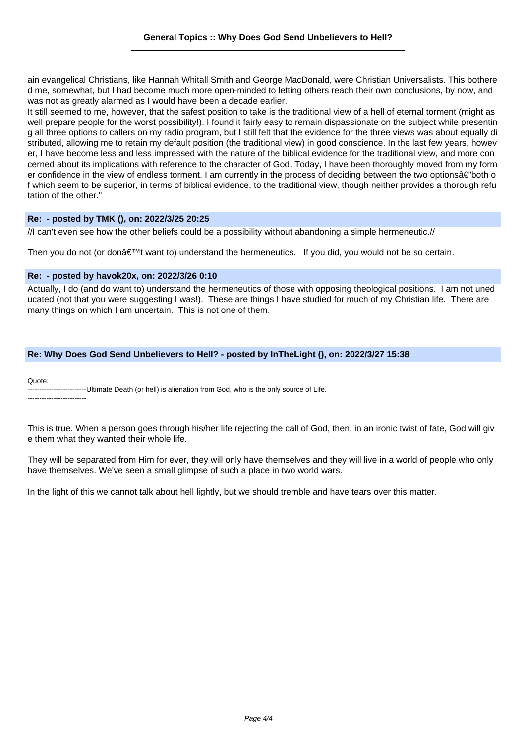ain evangelical Christians, like Hannah Whitall Smith and George MacDonald, were Christian Universalists. This bothered me, somewhat, but I had become much more open-minded to letting others reach their own conclusions, by now, and was not as greatly alarmed as I would have been a decade earlier.

It still seemed to me, however, that the safest position to take is the traditional view of a hell of eternal torment (might as well prepare people for the worst possibility!). I found it fairly easy to remain dispassionate on the subject while presenting all three options to callers on my radio program, but I still felt that the evidence for the three views was about equally distributed, allowing me to retain my default position (the traditional view) in good conscience. In the last few years, however, I have become less and less impressed with the nature of the biblical evidence for the traditional view, and more concerned about its implications with reference to the character of God. Today, I have been thoroughly moved from my former confidence in the view of endless torment. I am currently in the process of deciding between the two optionsâ€"both of which seem to be superior, in terms of biblical evidence, to the traditional view, though neither provides a thorough refutation of the other."

**Re: - posted by TMK (), on: 2022/3/25 20:25**

//I can't even see how the other beliefs could be a possibility without abandoning a simple hermeneutic.//

Then you do not (or donâ€™t want to) understand the hermeneutics. If you did, you would not be so certain.

**Re: - posted by havok20x, on: 2022/3/26 0:10**

Actually, I do (and do want to) understand the hermeneutics of those with opposing theological positions. I am not uneducated (not that you were suggesting I was!). These are things I have studied for much of my Christian life. There are many things on which I am uncertain. This is not one of them.

**Re: Why Does God Send Unbelievers to Hell? - posted by InTheLight (), on: 2022/3/27 15:38**

Quote:
-------------------------Ultimate Death (or hell) is alienation from God, who is the only source of Life.
-------------------------

This is true. When a person goes through his/her life rejecting the call of God, then, in an ironic twist of fate, God will give them what they wanted their whole life.

They will be separated from Him for ever, they will only have themselves and they will live in a world of people who only have themselves. We've seen a small glimpse of such a place in two world wars.

In the light of this we cannot talk about hell lightly, but we should tremble and have tears over this matter.